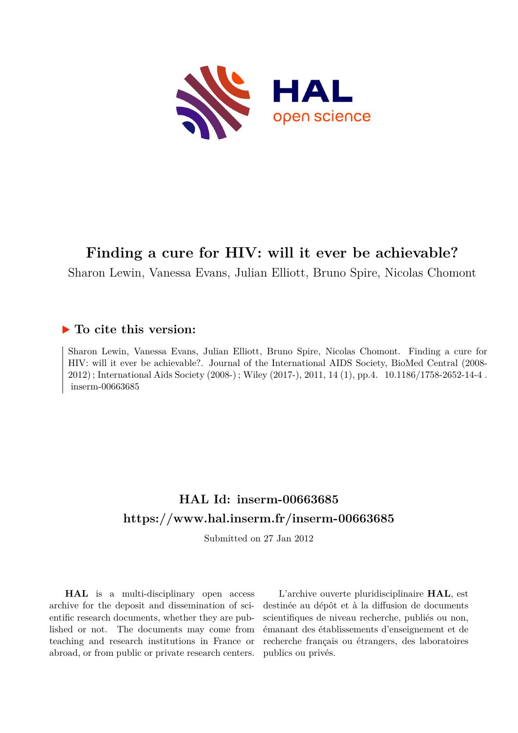# Finding a cure for HIV: will it ever be achievable?

Sharon Lewin, Vanessa Evans, Julian Elliott, Bruno Spire, Nicolas Chomont

## ▶ To cite this version:

Sharon Lewin, Vanessa Evans, Julian Elliott, Bruno Spire, Nicolas Chomont. Finding a cure for HIV: will it ever be achievable?. Journal of the International AIDS Society, BioMed Central (2008-2012) ; International Aids Society (2008-) ; Wiley (2017-), 2011, 14 (1), pp.4. 10.1186/1758-2652-14-4 . inserm-00663685

## HAL Id: inserm-00663685
## https://www.hal.inserm.fr/inserm-00663685

Submitted on 27 Jan 2012

**HAL** is a multi-disciplinary open access archive for the deposit and dissemination of scientific research documents, whether they are published or not. The documents may come from teaching and research institutions in France or abroad, or from public or private research centers.

L'archive ouverte pluridisciplinaire **HAL**, est destinée au dépôt et à la diffusion de documents scientifiques de niveau recherche, publiés ou non, émanant des établissements d'enseignement et de recherche français ou étrangers, des laboratoires publics ou privés.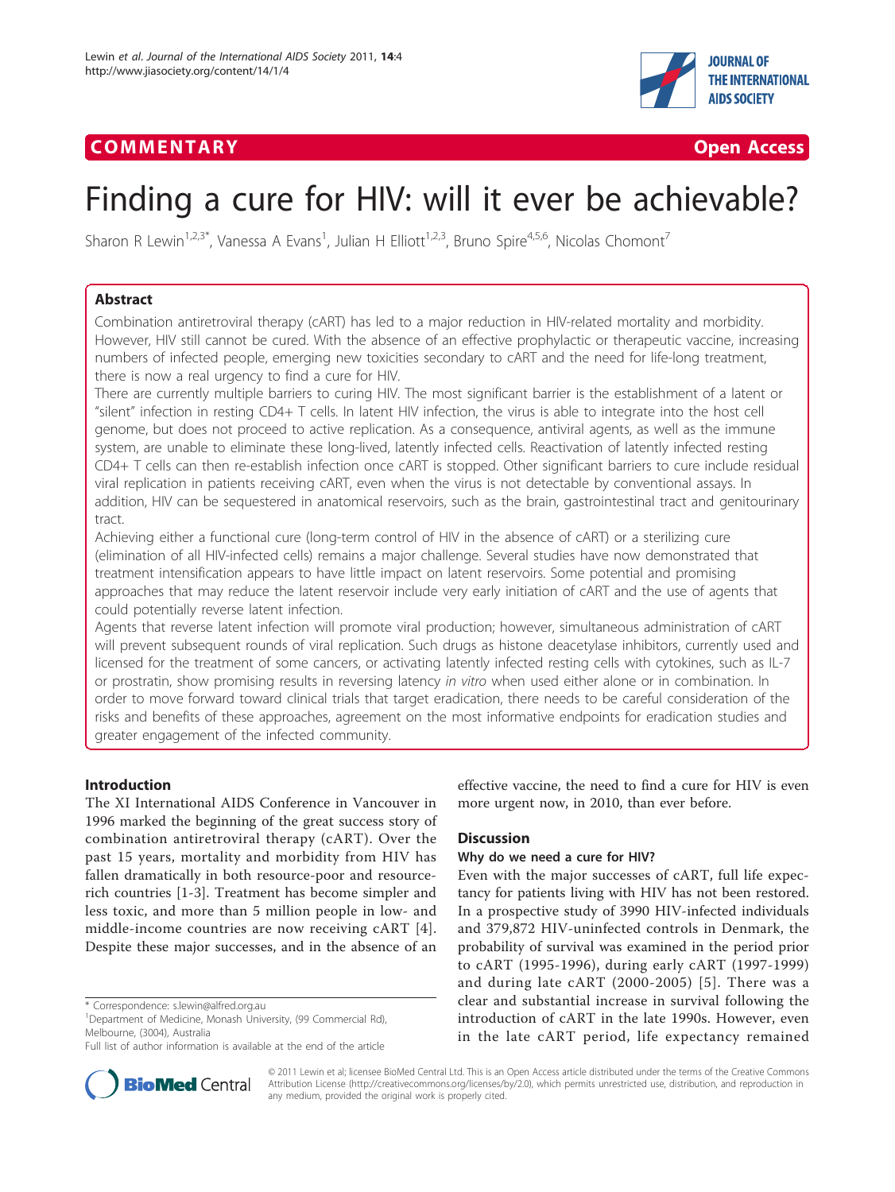# Finding a cure for HIV: will it ever be achievable?

Sharon R Lewin[1,2,3*], Vanessa A Evans[1], Julian H Elliott[1,2,3], Bruno Spire[4,5,6], Nicolas Chomont[7]

## Abstract

Combination antiretroviral therapy (cART) has led to a major reduction in HIV-related mortality and morbidity. However, HIV still cannot be cured. With the absence of an effective prophylactic or therapeutic vaccine, increasing numbers of infected people, emerging new toxicities secondary to cART and the need for life-long treatment, there is now a real urgency to find a cure for HIV.

There are currently multiple barriers to curing HIV. The most significant barrier is the establishment of a latent or "silent" infection in resting CD4+ T cells. In latent HIV infection, the virus is able to integrate into the host cell genome, but does not proceed to active replication. As a consequence, antiviral agents, as well as the immune system, are unable to eliminate these long-lived, latently infected cells. Reactivation of latently infected resting CD4+ T cells can then re-establish infection once cART is stopped. Other significant barriers to cure include residual viral replication in patients receiving cART, even when the virus is not detectable by conventional assays. In addition, HIV can be sequestered in anatomical reservoirs, such as the brain, gastrointestinal tract and genitourinary tract.

Achieving either a functional cure (long-term control of HIV in the absence of cART) or a sterilizing cure (elimination of all HIV-infected cells) remains a major challenge. Several studies have now demonstrated that treatment intensification appears to have little impact on latent reservoirs. Some potential and promising approaches that may reduce the latent reservoir include very early initiation of cART and the use of agents that could potentially reverse latent infection.

Agents that reverse latent infection will promote viral production; however, simultaneous administration of cART will prevent subsequent rounds of viral replication. Such drugs as histone deacetylase inhibitors, currently used and licensed for the treatment of some cancers, or activating latently infected resting cells with cytokines, such as IL-7 or prostratin, show promising results in reversing latency *in vitro* when used either alone or in combination. In order to move forward toward clinical trials that target eradication, there needs to be careful consideration of the risks and benefits of these approaches, agreement on the most informative endpoints for eradication studies and greater engagement of the infected community.

## Introduction

The XI International AIDS Conference in Vancouver in 1996 marked the beginning of the great success story of combination antiretroviral therapy (cART). Over the past 15 years, mortality and morbidity from HIV has fallen dramatically in both resource-poor and resource-rich countries [1-3]. Treatment has become simpler and less toxic, and more than 5 million people in low- and middle-income countries are now receiving cART [4]. Despite these major successes, and in the absence of an effective vaccine, the need to find a cure for HIV is even more urgent now, in 2010, than ever before.

## Discussion

### Why do we need a cure for HIV?

Even with the major successes of cART, full life expectancy for patients living with HIV has not been restored. In a prospective study of 3990 HIV-infected individuals and 379,872 HIV-uninfected controls in Denmark, the probability of survival was examined in the period prior to cART (1995-1996), during early cART (1997-1999) and during late cART (2000-2005) [5]. There was a clear and substantial increase in survival following the introduction of cART in the late 1990s. However, even in the late cART period, life expectancy remained

\* Correspondence: s.lewin@alfred.org.au
[1]Department of Medicine, Monash University, (99 Commercial Rd), Melbourne, (3004), Australia
Full list of author information is available at the end of the article

© 2011 Lewin et al; licensee BioMed Central Ltd. This is an Open Access article distributed under the terms of the Creative Commons Attribution License (http://creativecommons.org/licenses/by/2.0), which permits unrestricted use, distribution, and reproduction in any medium, provided the original work is properly cited.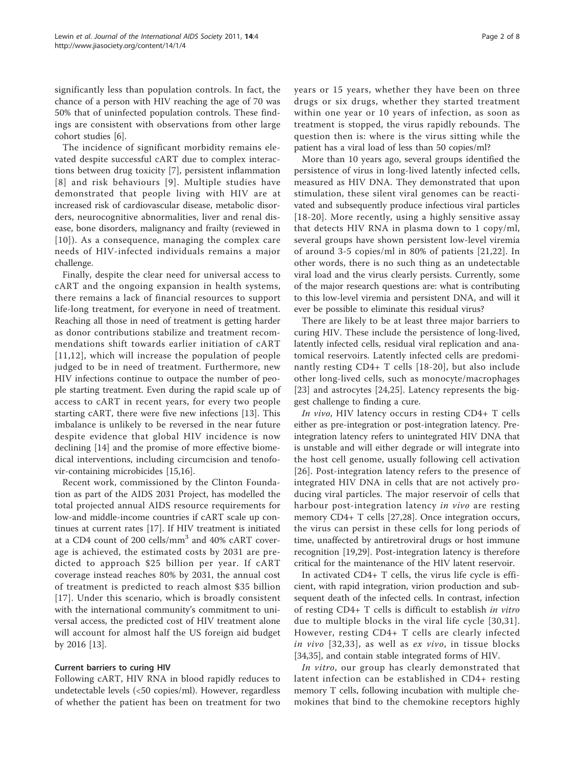significantly less than population controls. In fact, the chance of a person with HIV reaching the age of 70 was 50% that of uninfected population controls. These findings are consistent with observations from other large cohort studies [6].

The incidence of significant morbidity remains elevated despite successful cART due to complex interactions between drug toxicity [7], persistent inflammation [8] and risk behaviours [9]. Multiple studies have demonstrated that people living with HIV are at increased risk of cardiovascular disease, metabolic disorders, neurocognitive abnormalities, liver and renal disease, bone disorders, malignancy and frailty (reviewed in [10]). As a consequence, managing the complex care needs of HIV-infected individuals remains a major challenge.

Finally, despite the clear need for universal access to cART and the ongoing expansion in health systems, there remains a lack of financial resources to support life-long treatment, for everyone in need of treatment. Reaching all those in need of treatment is getting harder as donor contributions stabilize and treatment recommendations shift towards earlier initiation of cART [11,12], which will increase the population of people judged to be in need of treatment. Furthermore, new HIV infections continue to outpace the number of people starting treatment. Even during the rapid scale up of access to cART in recent years, for every two people starting cART, there were five new infections [13]. This imbalance is unlikely to be reversed in the near future despite evidence that global HIV incidence is now declining [14] and the promise of more effective biomedical interventions, including circumcision and tenofovir-containing microbicides [15,16].

Recent work, commissioned by the Clinton Foundation as part of the AIDS 2031 Project, has modelled the total projected annual AIDS resource requirements for low-and middle-income countries if cART scale up continues at current rates [17]. If HIV treatment is initiated at a CD4 count of 200 cells/mm$^3$ and 40% cART coverage is achieved, the estimated costs by 2031 are predicted to approach $25 billion per year. If cART coverage instead reaches 80% by 2031, the annual cost of treatment is predicted to reach almost $35 billion [17]. Under this scenario, which is broadly consistent with the international community's commitment to universal access, the predicted cost of HIV treatment alone will account for almost half the US foreign aid budget by 2016 [13].

### Current barriers to curing HIV

Following cART, HIV RNA in blood rapidly reduces to undetectable levels (<50 copies/ml). However, regardless of whether the patient has been on treatment for two years or 15 years, whether they have been on three drugs or six drugs, whether they started treatment within one year or 10 years of infection, as soon as treatment is stopped, the virus rapidly rebounds. The question then is: where is the virus sitting while the patient has a viral load of less than 50 copies/ml?

More than 10 years ago, several groups identified the persistence of virus in long-lived latently infected cells, measured as HIV DNA. They demonstrated that upon stimulation, these silent viral genomes can be reactivated and subsequently produce infectious viral particles [18-20]. More recently, using a highly sensitive assay that detects HIV RNA in plasma down to 1 copy/ml, several groups have shown persistent low-level viremia of around 3-5 copies/ml in 80% of patients [21,22]. In other words, there is no such thing as an undetectable viral load and the virus clearly persists. Currently, some of the major research questions are: what is contributing to this low-level viremia and persistent DNA, and will it ever be possible to eliminate this residual virus?

There are likely to be at least three major barriers to curing HIV. These include the persistence of long-lived, latently infected cells, residual viral replication and anatomical reservoirs. Latently infected cells are predominantly resting CD4+ T cells [18-20], but also include other long-lived cells, such as monocyte/macrophages [23] and astrocytes [24,25]. Latency represents the biggest challenge to finding a cure.

*In vivo*, HIV latency occurs in resting CD4+ T cells either as pre-integration or post-integration latency. Pre-integration latency refers to unintegrated HIV DNA that is unstable and will either degrade or will integrate into the host cell genome, usually following cell activation [26]. Post-integration latency refers to the presence of integrated HIV DNA in cells that are not actively producing viral particles. The major reservoir of cells that harbour post-integration latency *in vivo* are resting memory CD4+ T cells [27,28]. Once integration occurs, the virus can persist in these cells for long periods of time, unaffected by antiretroviral drugs or host immune recognition [19,29]. Post-integration latency is therefore critical for the maintenance of the HIV latent reservoir.

In activated CD4+ T cells, the virus life cycle is efficient, with rapid integration, virion production and subsequent death of the infected cells. In contrast, infection of resting CD4+ T cells is difficult to establish *in vitro* due to multiple blocks in the viral life cycle [30,31]. However, resting CD4+ T cells are clearly infected *in vivo* [32,33], as well as *ex vivo*, in tissue blocks [34,35], and contain stable integrated forms of HIV.

*In vitro*, our group has clearly demonstrated that latent infection can be established in CD4+ resting memory T cells, following incubation with multiple chemokines that bind to the chemokine receptors highly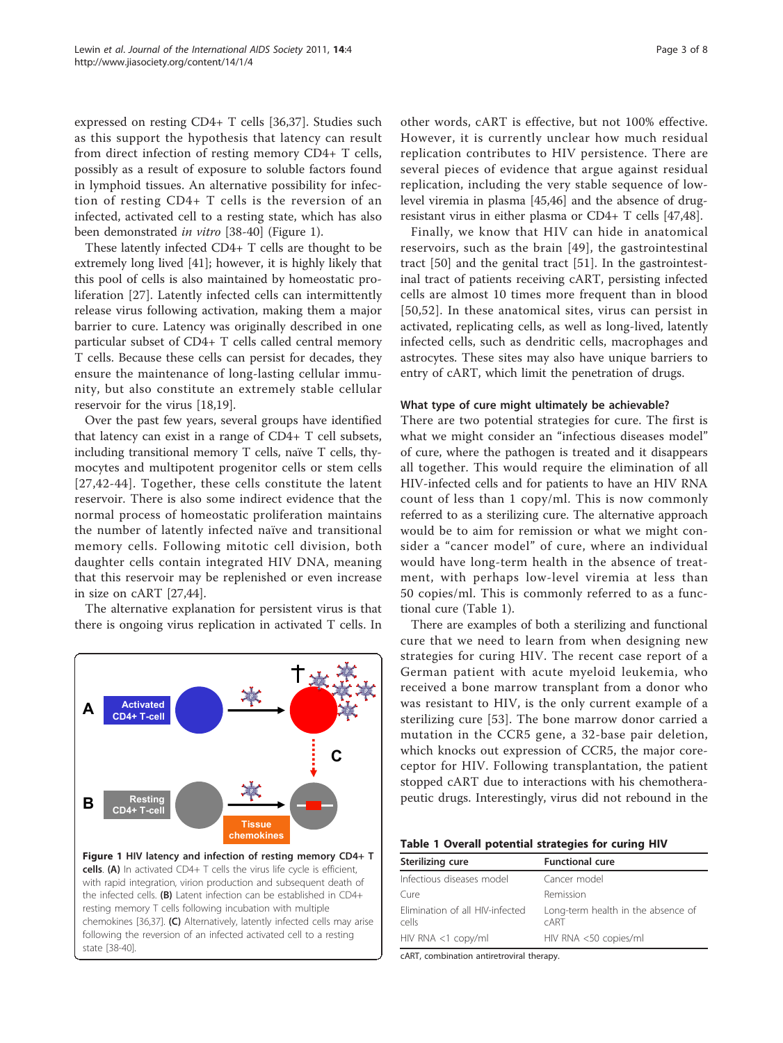expressed on resting CD4+ T cells [36,37]. Studies such as this support the hypothesis that latency can result from direct infection of resting memory CD4+ T cells, possibly as a result of exposure to soluble factors found in lymphoid tissues. An alternative possibility for infection of resting CD4+ T cells is the reversion of an infected, activated cell to a resting state, which has also been demonstrated *in vitro* [38-40] (Figure 1).

These latently infected CD4+ T cells are thought to be extremely long lived [41]; however, it is highly likely that this pool of cells is also maintained by homeostatic proliferation [27]. Latently infected cells can intermittently release virus following activation, making them a major barrier to cure. Latency was originally described in one particular subset of CD4+ T cells called central memory T cells. Because these cells can persist for decades, they ensure the maintenance of long-lasting cellular immunity, but also constitute an extremely stable cellular reservoir for the virus [18,19].

Over the past few years, several groups have identified that latency can exist in a range of CD4+ T cell subsets, including transitional memory T cells, naïve T cells, thymocytes and multipotent progenitor cells or stem cells [27,42-44]. Together, these cells constitute the latent reservoir. There is also some indirect evidence that the normal process of homeostatic proliferation maintains the number of latently infected naïve and transitional memory cells. Following mitotic cell division, both daughter cells contain integrated HIV DNA, meaning that this reservoir may be replenished or even increase in size on cART [27,44].

The alternative explanation for persistent virus is that there is ongoing virus replication in activated T cells. In other words, cART is effective, but not 100% effective. However, it is currently unclear how much residual replication contributes to HIV persistence. There are several pieces of evidence that argue against residual replication, including the very stable sequence of low-level viremia in plasma [45,46] and the absence of drug-resistant virus in either plasma or CD4+ T cells [47,48].

Finally, we know that HIV can hide in anatomical reservoirs, such as the brain [49], the gastrointestinal tract [50] and the genital tract [51]. In the gastrointestinal tract of patients receiving cART, persisting infected cells are almost 10 times more frequent than in blood [50,52]. In these anatomical sites, virus can persist in activated, replicating cells, as well as long-lived, latently infected cells, such as dendritic cells, macrophages and astrocytes. These sites may also have unique barriers to entry of cART, which limit the penetration of drugs.

**Figure 1 HIV latency and infection of resting memory CD4+ T cells.** **(A)** In activated CD4+ T cells the virus life cycle is efficient, with rapid integration, virion production and subsequent death of the infected cells. **(B)** Latent infection can be established in CD4+ resting memory T cells following incubation with multiple chemokines [36,37]. **(C)** Alternatively, latently infected cells may arise following the reversion of an infected activated cell to a resting state [38-40].

#### What type of cure might ultimately be achievable?

There are two potential strategies for cure. The first is what we might consider an "infectious diseases model" of cure, where the pathogen is treated and it disappears all together. This would require the elimination of all HIV-infected cells and for patients to have an HIV RNA count of less than 1 copy/ml. This is now commonly referred to as a sterilizing cure. The alternative approach would be to aim for remission or what we might consider a "cancer model" of cure, where an individual would have long-term health in the absence of treatment, with perhaps low-level viremia at less than 50 copies/ml. This is commonly referred to as a functional cure (Table 1).

There are examples of both a sterilizing and functional cure that we need to learn from when designing new strategies for curing HIV. The recent case report of a German patient with acute myeloid leukemia, who received a bone marrow transplant from a donor who was resistant to HIV, is the only current example of a sterilizing cure [53]. The bone marrow donor carried a mutation in the CCR5 gene, a 32-base pair deletion, which knocks out expression of CCR5, the major core-ceptor for HIV. Following transplantation, the patient stopped cART due to interactions with his chemotherapeutic drugs. Interestingly, virus did not rebound in the

**Table 1 Overall potential strategies for curing HIV**

| Sterilizing cure | Functional cure |
|---|---|
| Infectious diseases model | Cancer model |
| Cure | Remission |
| Elimination of all HIV-infected cells | Long-term health in the absence of cART |
| HIV RNA <1 copy/ml | HIV RNA <50 copies/ml |

cART, combination antiretroviral therapy.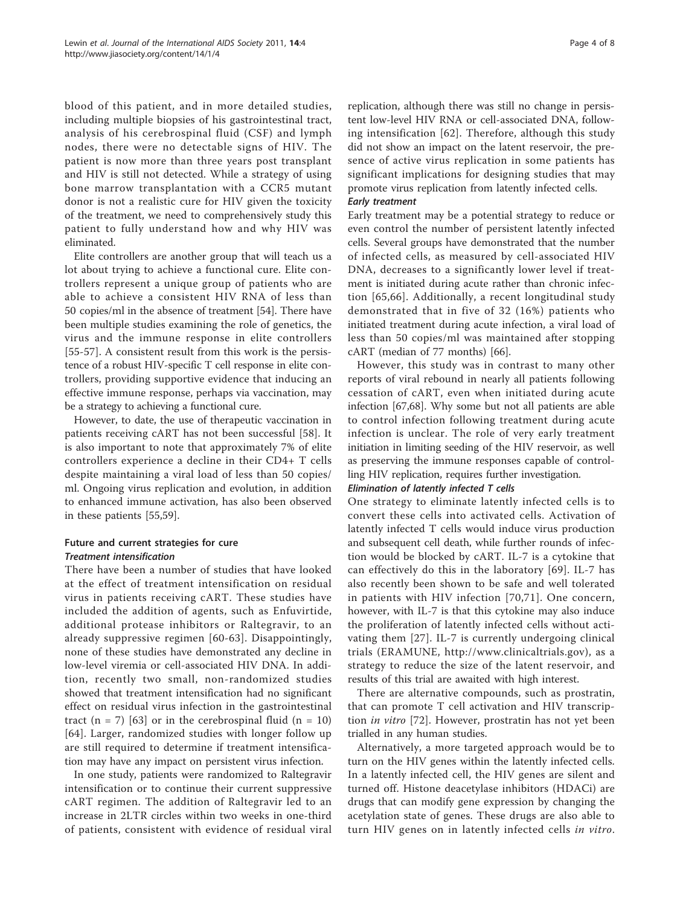blood of this patient, and in more detailed studies, including multiple biopsies of his gastrointestinal tract, analysis of his cerebrospinal fluid (CSF) and lymph nodes, there were no detectable signs of HIV. The patient is now more than three years post transplant and HIV is still not detected. While a strategy of using bone marrow transplantation with a CCR5 mutant donor is not a realistic cure for HIV given the toxicity of the treatment, we need to comprehensively study this patient to fully understand how and why HIV was eliminated.

Elite controllers are another group that will teach us a lot about trying to achieve a functional cure. Elite controllers represent a unique group of patients who are able to achieve a consistent HIV RNA of less than 50 copies/ml in the absence of treatment [54]. There have been multiple studies examining the role of genetics, the virus and the immune response in elite controllers [55-57]. A consistent result from this work is the persistence of a robust HIV-specific T cell response in elite controllers, providing supportive evidence that inducing an effective immune response, perhaps via vaccination, may be a strategy to achieving a functional cure.

However, to date, the use of therapeutic vaccination in patients receiving cART has not been successful [58]. It is also important to note that approximately 7% of elite controllers experience a decline in their CD4+ T cells despite maintaining a viral load of less than 50 copies/ml. Ongoing virus replication and evolution, in addition to enhanced immune activation, has also been observed in these patients [55,59].

## Future and current strategies for cure

### *Treatment intensification*

There have been a number of studies that have looked at the effect of treatment intensification on residual virus in patients receiving cART. These studies have included the addition of agents, such as Enfuvirtide, additional protease inhibitors or Raltegravir, to an already suppressive regimen [60-63]. Disappointingly, none of these studies have demonstrated any decline in low-level viremia or cell-associated HIV DNA. In addition, recently two small, non-randomized studies showed that treatment intensification had no significant effect on residual virus infection in the gastrointestinal tract (n = 7) [63] or in the cerebrospinal fluid (n = 10) [64]. Larger, randomized studies with longer follow up are still required to determine if treatment intensification may have any impact on persistent virus infection.

In one study, patients were randomized to Raltegravir intensification or to continue their current suppressive cART regimen. The addition of Raltegravir led to an increase in 2LTR circles within two weeks in one-third of patients, consistent with evidence of residual viral replication, although there was still no change in persistent low-level HIV RNA or cell-associated DNA, following intensification [62]. Therefore, although this study did not show an impact on the latent reservoir, the presence of active virus replication in some patients has significant implications for designing studies that may promote virus replication from latently infected cells.

### *Early treatment*

Early treatment may be a potential strategy to reduce or even control the number of persistent latently infected cells. Several groups have demonstrated that the number of infected cells, as measured by cell-associated HIV DNA, decreases to a significantly lower level if treatment is initiated during acute rather than chronic infection [65,66]. Additionally, a recent longitudinal study demonstrated that in five of 32 (16%) patients who initiated treatment during acute infection, a viral load of less than 50 copies/ml was maintained after stopping cART (median of 77 months) [66].

However, this study was in contrast to many other reports of viral rebound in nearly all patients following cessation of cART, even when initiated during acute infection [67,68]. Why some but not all patients are able to control infection following treatment during acute infection is unclear. The role of very early treatment initiation in limiting seeding of the HIV reservoir, as well as preserving the immune responses capable of controlling HIV replication, requires further investigation.

### *Elimination of latently infected T cells*

One strategy to eliminate latently infected cells is to convert these cells into activated cells. Activation of latently infected T cells would induce virus production and subsequent cell death, while further rounds of infection would be blocked by cART. IL-7 is a cytokine that can effectively do this in the laboratory [69]. IL-7 has also recently been shown to be safe and well tolerated in patients with HIV infection [70,71]. One concern, however, with IL-7 is that this cytokine may also induce the proliferation of latently infected cells without activating them [27]. IL-7 is currently undergoing clinical trials (ERAMUNE, http://www.clinicaltrials.gov), as a strategy to reduce the size of the latent reservoir, and results of this trial are awaited with high interest.

There are alternative compounds, such as prostratin, that can promote T cell activation and HIV transcription *in vitro* [72]. However, prostratin has not yet been trialled in any human studies.

Alternatively, a more targeted approach would be to turn on the HIV genes within the latently infected cells. In a latently infected cell, the HIV genes are silent and turned off. Histone deacetylase inhibitors (HDACi) are drugs that can modify gene expression by changing the acetylation state of genes. These drugs are also able to turn HIV genes on in latently infected cells *in vitro*.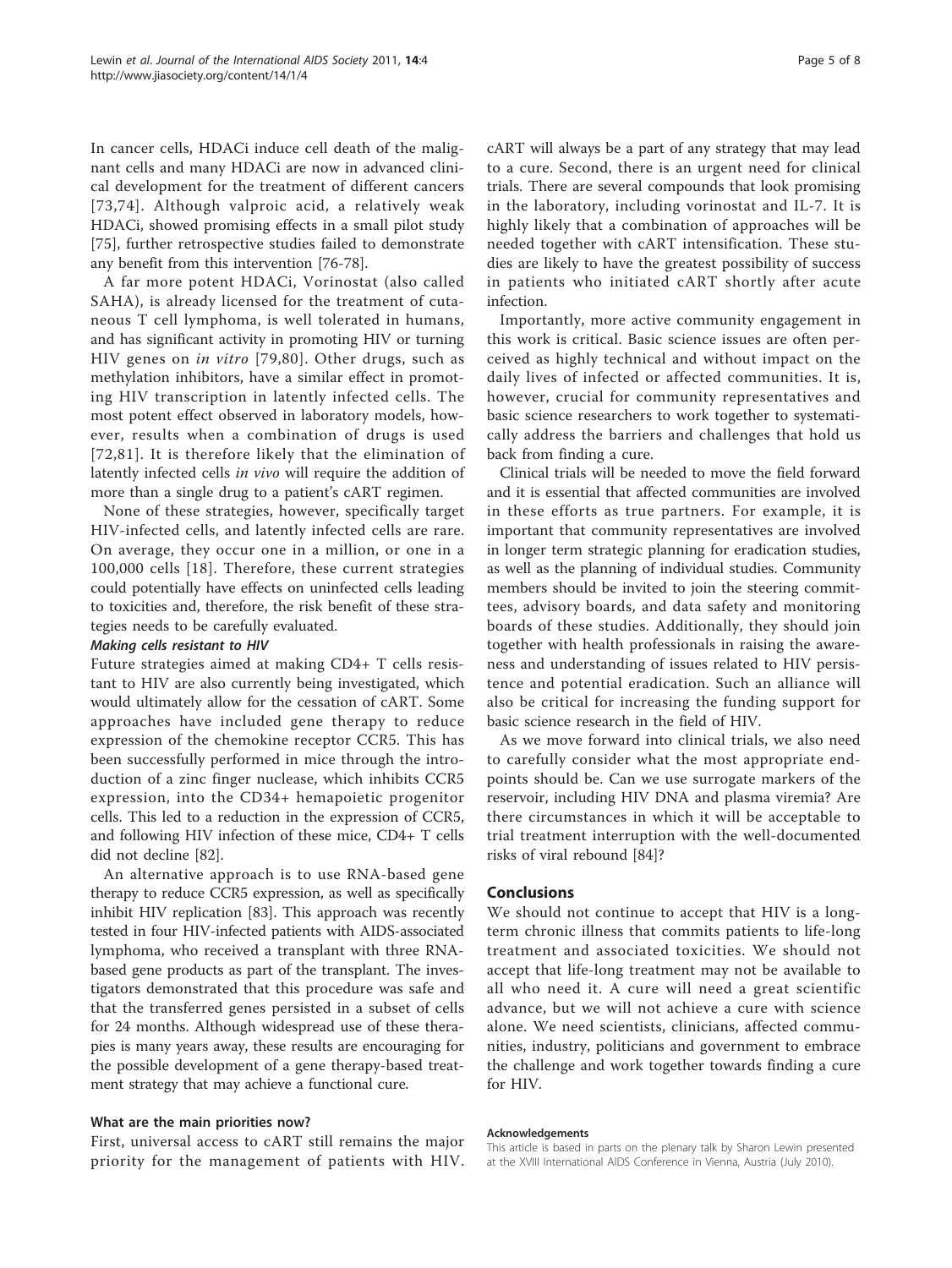In cancer cells, HDACi induce cell death of the malignant cells and many HDACi are now in advanced clinical development for the treatment of different cancers [73,74]. Although valproic acid, a relatively weak HDACi, showed promising effects in a small pilot study [75], further retrospective studies failed to demonstrate any benefit from this intervention [76-78].

A far more potent HDACi, Vorinostat (also called SAHA), is already licensed for the treatment of cutaneous T cell lymphoma, is well tolerated in humans, and has significant activity in promoting HIV or turning HIV genes on *in vitro* [79,80]. Other drugs, such as methylation inhibitors, have a similar effect in promoting HIV transcription in latently infected cells. The most potent effect observed in laboratory models, however, results when a combination of drugs is used [72,81]. It is therefore likely that the elimination of latently infected cells *in vivo* will require the addition of more than a single drug to a patient's cART regimen.

None of these strategies, however, specifically target HIV-infected cells, and latently infected cells are rare. On average, they occur one in a million, or one in a 100,000 cells [18]. Therefore, these current strategies could potentially have effects on uninfected cells leading to toxicities and, therefore, the risk benefit of these strategies needs to be carefully evaluated.

#### *Making cells resistant to HIV*

Future strategies aimed at making CD4+ T cells resistant to HIV are also currently being investigated, which would ultimately allow for the cessation of cART. Some approaches have included gene therapy to reduce expression of the chemokine receptor CCR5. This has been successfully performed in mice through the introduction of a zinc finger nuclease, which inhibits CCR5 expression, into the CD34+ hemapoietic progenitor cells. This led to a reduction in the expression of CCR5, and following HIV infection of these mice, CD4+ T cells did not decline [82].

An alternative approach is to use RNA-based gene therapy to reduce CCR5 expression, as well as specifically inhibit HIV replication [83]. This approach was recently tested in four HIV-infected patients with AIDS-associated lymphoma, who received a transplant with three RNA-based gene products as part of the transplant. The investigators demonstrated that this procedure was safe and that the transferred genes persisted in a subset of cells for 24 months. Although widespread use of these therapies is many years away, these results are encouraging for the possible development of a gene therapy-based treatment strategy that may achieve a functional cure.

### What are the main priorities now?

First, universal access to cART still remains the major priority for the management of patients with HIV. cART will always be a part of any strategy that may lead to a cure. Second, there is an urgent need for clinical trials. There are several compounds that look promising in the laboratory, including vorinostat and IL-7. It is highly likely that a combination of approaches will be needed together with cART intensification. These studies are likely to have the greatest possibility of success in patients who initiated cART shortly after acute infection.

Importantly, more active community engagement in this work is critical. Basic science issues are often perceived as highly technical and without impact on the daily lives of infected or affected communities. It is, however, crucial for community representatives and basic science researchers to work together to systematically address the barriers and challenges that hold us back from finding a cure.

Clinical trials will be needed to move the field forward and it is essential that affected communities are involved in these efforts as true partners. For example, it is important that community representatives are involved in longer term strategic planning for eradication studies, as well as the planning of individual studies. Community members should be invited to join the steering committees, advisory boards, and data safety and monitoring boards of these studies. Additionally, they should join together with health professionals in raising the awareness and understanding of issues related to HIV persistence and potential eradication. Such an alliance will also be critical for increasing the funding support for basic science research in the field of HIV.

As we move forward into clinical trials, we also need to carefully consider what the most appropriate endpoints should be. Can we use surrogate markers of the reservoir, including HIV DNA and plasma viremia? Are there circumstances in which it will be acceptable to trial treatment interruption with the well-documented risks of viral rebound [84]?

## Conclusions

We should not continue to accept that HIV is a long-term chronic illness that commits patients to life-long treatment and associated toxicities. We should not accept that life-long treatment may not be available to all who need it. A cure will need a great scientific advance, but we will not achieve a cure with science alone. We need scientists, clinicians, affected communities, industry, politicians and government to embrace the challenge and work together towards finding a cure for HIV.

#### Acknowledgements

This article is based in parts on the plenary talk by Sharon Lewin presented at the XVIII International AIDS Conference in Vienna, Austria (July 2010).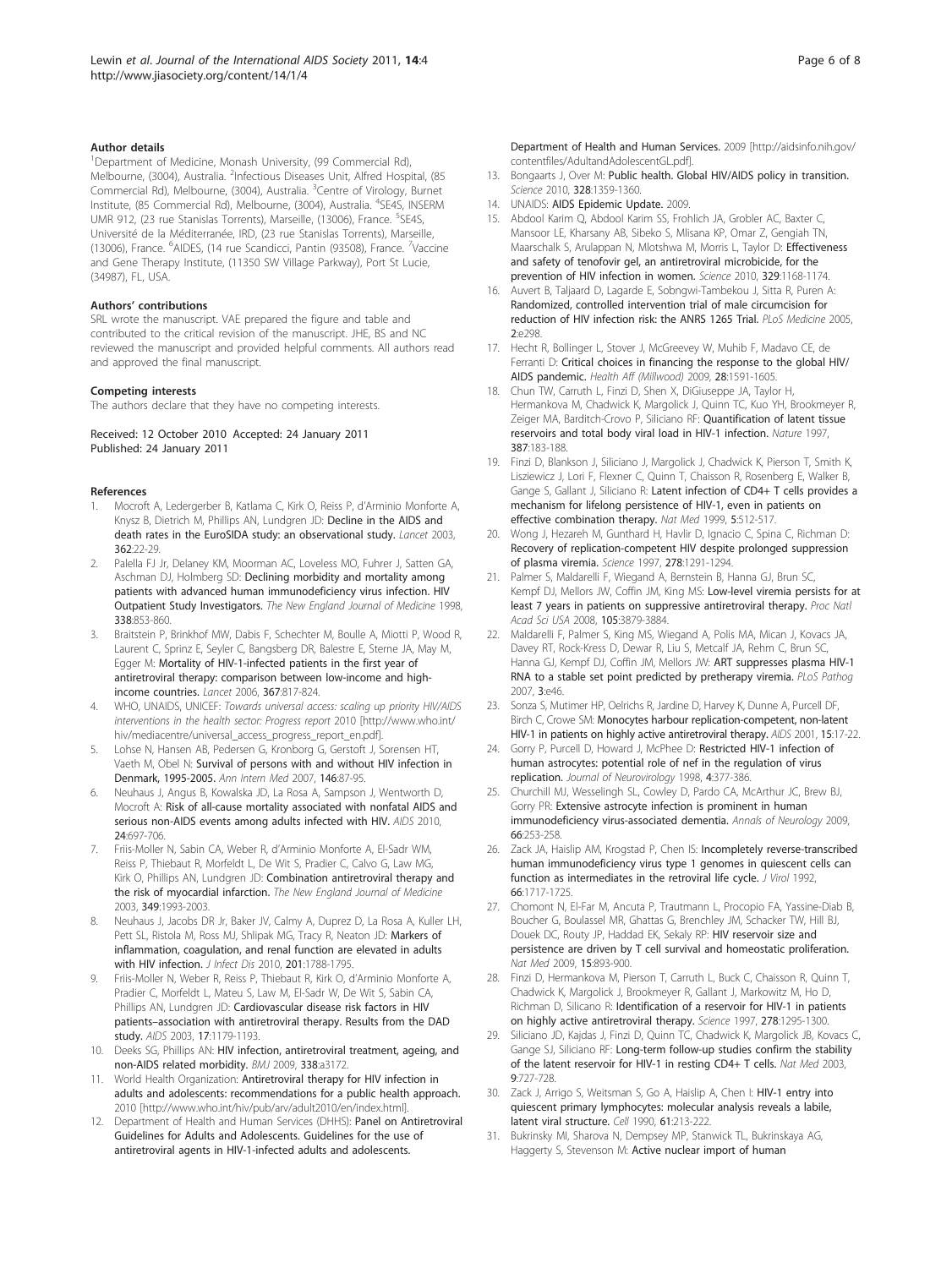### Author details

[1]Department of Medicine, Monash University, (99 Commercial Rd), Melbourne, (3004), Australia. [2]Infectious Diseases Unit, Alfred Hospital, (85 Commercial Rd), Melbourne, (3004), Australia. [3]Centre of Virology, Burnet Institute, (85 Commercial Rd), Melbourne, (3004), Australia. [4]SE4S, INSERM UMR 912, (23 rue Stanislas Torrents), Marseille, (13006), France. [5]SE4S, Université de la Méditerranée, IRD, (23 rue Stanislas Torrents), Marseille, (13006), France. [6]AIDES, (14 rue Scandicci, Pantin (93508), France. [7]Vaccine and Gene Therapy Institute, (11350 SW Village Parkway), Port St Lucie, (34987), FL, USA.

### Authors' contributions

SRL wrote the manuscript. VAE prepared the figure and table and contributed to the critical revision of the manuscript. JHE, BS and NC reviewed the manuscript and provided helpful comments. All authors read and approved the final manuscript.

### Competing interests

The authors declare that they have no competing interests.

Received: 12 October 2010 Accepted: 24 January 2011
Published: 24 January 2011

### References

1. Mocroft A, Ledergerber B, Katlama C, Kirk O, Reiss P, d'Arminio Monforte A, Knysz B, Dietrich M, Phillips AN, Lundgren JD: **Decline in the AIDS and death rates in the EuroSIDA study: an observational study.** *Lancet* 2003, **362**:22-29.
2. Palella FJ Jr, Delaney KM, Moorman AC, Loveless MO, Fuhrer J, Satten GA, Aschman DJ, Holmberg SD: **Declining morbidity and mortality among patients with advanced human immunodeficiency virus infection. HIV Outpatient Study Investigators.** *The New England Journal of Medicine* 1998, **338**:853-860.
3. Braitstein P, Brinkhof MW, Dabis F, Schechter M, Boulle A, Miotti P, Wood R, Laurent C, Sprinz E, Seyler C, Bangsberg DR, Balestre E, Sterne JA, May M, Egger M: **Mortality of HIV-1-infected patients in the first year of antiretroviral therapy: comparison between low-income and high-income countries.** *Lancet* 2006, **367**:817-824.
4. WHO, UNAIDS, UNICEF: *Towards universal access: scaling up priority HIV/AIDS interventions in the health sector: Progress report* 2010 [http://www.who.int/hiv/mediacentre/universal_access_progress_report_en.pdf].
5. Lohse N, Hansen AB, Pedersen G, Kronborg G, Gerstoft J, Sorensen HT, Vaeth M, Obel N: **Survival of persons with and without HIV infection in Denmark, 1995-2005.** *Ann Intern Med* 2007, **146**:87-95.
6. Neuhaus J, Angus B, Kowalska JD, La Rosa A, Sampson J, Wentworth D, Mocroft A: **Risk of all-cause mortality associated with nonfatal AIDS and serious non-AIDS events among adults infected with HIV.** *AIDS* 2010, **24**:697-706.
7. Friis-Moller N, Sabin CA, Weber R, d'Arminio Monforte A, El-Sadr WM, Reiss P, Thiebaut R, Morfeldt L, De Wit S, Pradier C, Calvo G, Law MG, Kirk O, Phillips AN, Lundgren JD: **Combination antiretroviral therapy and the risk of myocardial infarction.** *The New England Journal of Medicine* 2003, **349**:1993-2003.
8. Neuhaus J, Jacobs DR Jr, Baker JV, Calmy A, Duprez D, La Rosa A, Kuller LH, Pett SL, Ristola M, Ross MJ, Shlipak MG, Tracy R, Neaton JD: **Markers of inflammation, coagulation, and renal function are elevated in adults with HIV infection.** *J Infect Dis* 2010, **201**:1788-1795.
9. Friis-Moller N, Weber R, Reiss P, Thiebaut R, Kirk O, d'Arminio Monforte A, Pradier C, Morfeldt L, Mateu S, Law M, El-Sadr W, De Wit S, Sabin CA, Phillips AN, Lundgren JD: **Cardiovascular disease risk factors in HIV patients–association with antiretroviral therapy. Results from the DAD study.** *AIDS* 2003, **17**:1179-1193.
10. Deeks SG, Phillips AN: **HIV infection, antiretroviral treatment, ageing, and non-AIDS related morbidity.** *BMJ* 2009, **338**:a3172.
11. World Health Organization: **Antiretroviral therapy for HIV infection in adults and adolescents: recommendations for a public health approach.** 2010 [http://www.who.int/hiv/pub/arv/adult2010/en/index.html].
12. Department of Health and Human Services (DHHS): **Panel on Antiretroviral Guidelines for Adults and Adolescents. Guidelines for the use of antiretroviral agents in HIV-1-infected adults and adolescents.** Department of Health and Human Services. 2009 [http://aidsinfo.nih.gov/contentfiles/AdultandAdolescentGL.pdf].
13. Bongaarts J, Over M: **Public health. Global HIV/AIDS policy in transition.** *Science* 2010, **328**:1359-1360.
14. UNAIDS: **AIDS Epidemic Update.** 2009.
15. Abdool Karim Q, Abdool Karim SS, Frohlich JA, Grobler AC, Baxter C, Mansoor LE, Kharsany AB, Sibeko S, Mlisana KP, Omar Z, Gengiah TN, Maarschalk S, Arulappan N, Mlotshwa M, Morris L, Taylor D: **Effectiveness and safety of tenofovir gel, an antiretroviral microbicide, for the prevention of HIV infection in women.** *Science* 2010, **329**:1168-1174.
16. Auvert B, Taljaard D, Lagarde E, Sobngwi-Tambekou J, Sitta R, Puren A: **Randomized, controlled intervention trial of male circumcision for reduction of HIV infection risk: the ANRS 1265 Trial.** *PLoS Medicine* 2005, **2**:e298.
17. Hecht R, Bollinger L, Stover J, McGreevey W, Muhib F, Madavo CE, de Ferranti D: **Critical choices in financing the response to the global HIV/AIDS pandemic.** *Health Aff (Millwood)* 2009, **28**:1591-1605.
18. Chun TW, Carruth L, Finzi D, Shen X, DiGiuseppe JA, Taylor H, Hermankova M, Chadwick K, Margolick J, Quinn TC, Kuo YH, Brookmeyer R, Zeiger MA, Barditch-Crovo P, Siliciano RF: **Quantification of latent tissue reservoirs and total body viral load in HIV-1 infection.** *Nature* 1997, **387**:183-188.
19. Finzi D, Blankson J, Siliciano J, Margolick J, Chadwick K, Pierson T, Smith K, Lisziewicz J, Lori F, Flexner C, Quinn T, Chaisson R, Rosenberg E, Walker B, Gange S, Gallant J, Siliciano R: **Latent infection of CD4+ T cells provides a mechanism for lifelong persistence of HIV-1, even in patients on effective combination therapy.** *Nat Med* 1999, **5**:512-517.
20. Wong J, Hezareh M, Gunthard H, Havlir D, Ignacio C, Spina C, Richman D: **Recovery of replication-competent HIV despite prolonged suppression of plasma viremia.** *Science* 1997, **278**:1291-1294.
21. Palmer S, Maldarelli F, Wiegand A, Bernstein B, Hanna GJ, Brun SC, Kempf DJ, Mellors JW, Coffin JM, King MS: **Low-level viremia persists for at least 7 years in patients on suppressive antiretroviral therapy.** *Proc Natl Acad Sci USA* 2008, **105**:3879-3884.
22. Maldarelli F, Palmer S, King MS, Wiegand A, Polis MA, Mican J, Kovacs JA, Davey RT, Rock-Kress D, Dewar R, Liu S, Metcalf JA, Rehm C, Brun SC, Hanna GJ, Kempf DJ, Coffin JM, Mellors JW: **ART suppresses plasma HIV-1 RNA to a stable set point predicted by pretherapy viremia.** *PLoS Pathog* 2007, **3**:e46.
23. Sonza S, Mutimer HP, Oelrichs R, Jardine D, Harvey K, Dunne A, Purcell DF, Birch C, Crowe SM: **Monocytes harbour replication-competent, non-latent HIV-1 in patients on highly active antiretroviral therapy.** *AIDS* 2001, **15**:17-22.
24. Gorry P, Purcell D, Howard J, McPhee D: **Restricted HIV-1 infection of human astrocytes: potential role of nef in the regulation of virus replication.** *Journal of Neurovirology* 1998, **4**:377-386.
25. Churchill MJ, Wesselingh SL, Cowley D, Pardo CA, McArthur JC, Brew BJ, Gorry PR: **Extensive astrocyte infection is prominent in human immunodeficiency virus-associated dementia.** *Annals of Neurology* 2009, **66**:253-258.
26. Zack JA, Haislip AM, Krogstad P, Chen IS: **Incompletely reverse-transcribed human immunodeficiency virus type 1 genomes in quiescent cells can function as intermediates in the retroviral life cycle.** *J Virol* 1992, **66**:1717-1725.
27. Chomont N, El-Far M, Ancuta P, Trautmann L, Procopio FA, Yassine-Diab B, Boucher G, Boulassel MR, Ghattas G, Brenchley JM, Schacker TW, Hill BJ, Douek DC, Routy JP, Haddad EK, Sekaly RP: **HIV reservoir size and persistence are driven by T cell survival and homeostatic proliferation.** *Nat Med* 2009, **15**:893-900.
28. Finzi D, Hermankova M, Pierson T, Carruth L, Buck C, Chaisson R, Quinn T, Chadwick K, Margolick J, Brookmeyer R, Gallant J, Markowitz M, Ho D, Richman D, Silicano R: **Identification of a reservoir for HIV-1 in patients on highly active antiretroviral therapy.** *Science* 1997, **278**:1295-1300.
29. Siliciano JD, Kajdas J, Finzi D, Quinn TC, Chadwick K, Margolick JB, Kovacs C, Gange SJ, Siliciano RF: **Long-term follow-up studies confirm the stability of the latent reservoir for HIV-1 in resting CD4+ T cells.** *Nat Med* 2003, **9**:727-728.
30. Zack J, Arrigo S, Weitsman S, Go A, Haislip A, Chen I: **HIV-1 entry into quiescent primary lymphocytes: molecular analysis reveals a labile, latent viral structure.** *Cell* 1990, **61**:213-222.
31. Bukrinsky MI, Sharova N, Dempsey MP, Stanwick TL, Bukrinskaya AG, Haggerty S, Stevenson M: **Active nuclear import of human**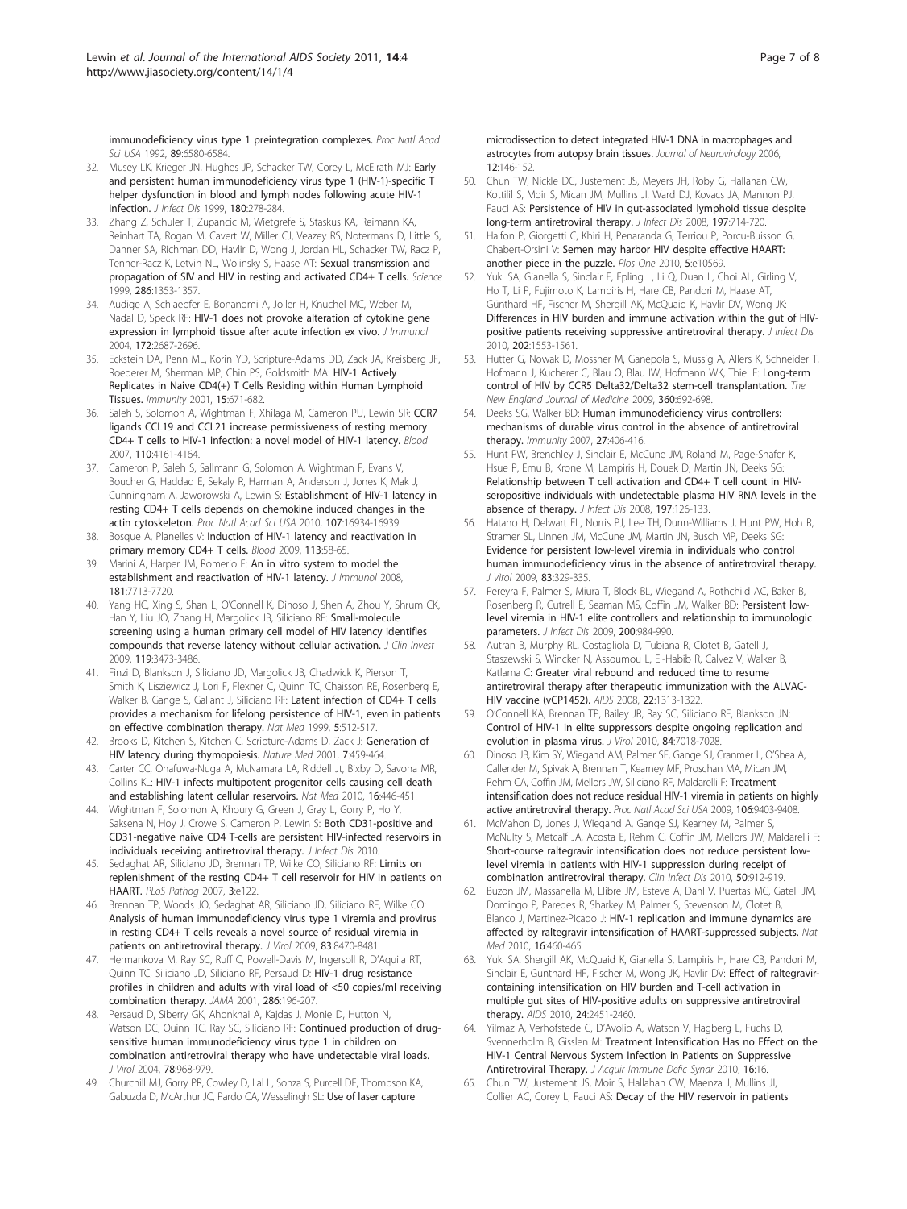immunodeficiency virus type 1 preintegration complexes. *Proc Natl Acad Sci USA* 1992, 89:6580-6584.

32. Musey LK, Krieger JN, Hughes JP, Schacker TW, Corey L, McElrath MJ: **Early and persistent human immunodeficiency virus type 1 (HIV-1)-specific T helper dysfunction in blood and lymph nodes following acute HIV-1 infection.** *J Infect Dis* 1999, 180:278-284.
33. Zhang Z, Schuler T, Zupancic M, Wietgrefe S, Staskus KA, Reimann KA, Reinhart TA, Rogan M, Cavert W, Miller CJ, Veazey RS, Notermans D, Little S, Danner SA, Richman DD, Havlir D, Wong J, Jordan HL, Schacker TW, Racz P, Tenner-Racz K, Letvin NL, Wolinsky S, Haase AT: **Sexual transmission and propagation of SIV and HIV in resting and activated CD4+ T cells.** *Science* 1999, 286:1353-1357.
34. Audige A, Schlaepfer E, Bonanomi A, Joller H, Knuchel MC, Weber M, Nadal D, Speck RF: **HIV-1 does not provoke alteration of cytokine gene expression in lymphoid tissue after acute infection ex vivo.** *J Immunol* 2004, 172:2687-2696.
35. Eckstein DA, Penn ML, Korin YD, Scripture-Adams DD, Zack JA, Kreisberg JF, Roederer M, Sherman MP, Chin PS, Goldsmith MA: **HIV-1 Actively Replicates in Naive CD4(+) T Cells Residing within Human Lymphoid Tissues.** *Immunity* 2001, 15:671-682.
36. Saleh S, Solomon A, Wightman F, Xhilaga M, Cameron PU, Lewin SR: **CCR7 ligands CCL19 and CCL21 increase permissiveness of resting memory CD4+ T cells to HIV-1 infection: a novel model of HIV-1 latency.** *Blood* 2007, 110:4161-4164.
37. Cameron P, Saleh S, Sallmann G, Solomon A, Wightman F, Evans V, Boucher G, Haddad E, Sekaly R, Harman A, Anderson J, Jones K, Mak J, Cunningham A, Jaworowski A, Lewin S: **Establishment of HIV-1 latency in resting CD4+ T cells depends on chemokine induced changes in the actin cytoskeleton.** *Proc Natl Acad Sci USA* 2010, 107:16934-16939.
38. Bosque A, Planelles V: **Induction of HIV-1 latency and reactivation in primary memory CD4+ T cells.** *Blood* 2009, 113:58-65.
39. Marini A, Harper JM, Romerio F: **An in vitro system to model the establishment and reactivation of HIV-1 latency.** *J Immunol* 2008, 181:7713-7720.
40. Yang HC, Xing S, Shan L, O'Connell K, Dinoso J, Shen A, Zhou Y, Shrum CK, Han Y, Liu JO, Zhang H, Margolick JB, Siliciano RF: **Small-molecule screening using a human primary cell model of HIV latency identifies compounds that reverse latency without cellular activation.** *J Clin Invest* 2009, 119:3473-3486.
41. Finzi D, Blankson J, Siliciano JD, Margolick JB, Chadwick K, Pierson T, Smith K, Lisziewicz J, Lori F, Flexner C, Quinn TC, Chaisson RE, Rosenberg E, Walker B, Gange S, Gallant J, Siliciano RF: **Latent infection of CD4+ T cells provides a mechanism for lifelong persistence of HIV-1, even in patients on effective combination therapy.** *Nat Med* 1999, 5:512-517.
42. Brooks D, Kitchen S, Kitchen C, Scripture-Adams D, Zack J: **Generation of HIV latency during thymopoiesis.** *Nature Med* 2001, 7:459-464.
43. Carter CC, Onafuwa-Nuga A, McNamara LA, Riddell Jt, Bixby D, Savona MR, Collins KL: **HIV-1 infects multipotent progenitor cells causing cell death and establishing latent cellular reservoirs.** *Nat Med* 2010, 16:446-451.
44. Wightman F, Solomon A, Khoury G, Green J, Gray L, Gorry P, Ho Y, Saksena N, Hoy J, Crowe S, Cameron P, Lewin S: **Both CD31-positive and CD31-negative naive CD4 T-cells are persistent HIV-infected reservoirs in individuals receiving antiretroviral therapy.** *J Infect Dis* 2010.
45. Sedaghat AR, Siliciano JD, Brennan TP, Wilke CO, Siliciano RF: **Limits on replenishment of the resting CD4+ T cell reservoir for HIV in patients on HAART.** *PLoS Pathog* 2007, 3:e122.
46. Brennan TP, Woods JO, Sedaghat AR, Siliciano JD, Siliciano RF, Wilke CO: **Analysis of human immunodeficiency virus type 1 viremia and provirus in resting CD4+ T cells reveals a novel source of residual viremia in patients on antiretroviral therapy.** *J Virol* 2009, 83:8470-8481.
47. Hermankova M, Ray SC, Ruff C, Powell-Davis M, Ingersoll R, D'Aquila RT, Quinn TC, Siliciano JD, Siliciano RF, Persaud D: **HIV-1 drug resistance profiles in children and adults with viral load of <50 copies/ml receiving combination therapy.** *JAMA* 2001, 286:196-207.
48. Persaud D, Siberry GK, Ahonkhai A, Kajdas J, Monie D, Hutton N, Watson DC, Quinn TC, Ray SC, Siliciano RF: **Continued production of drug-sensitive human immunodeficiency virus type 1 in children on combination antiretroviral therapy who have undetectable viral loads.** *J Virol* 2004, 78:968-979.
49. Churchill MJ, Gorry PR, Cowley D, Lal L, Sonza S, Purcell DF, Thompson KA, Gabuzda D, McArthur JC, Pardo CA, Wesselingh SL: **Use of laser capture microdissection to detect integrated HIV-1 DNA in macrophages and astrocytes from autopsy brain tissues.** *Journal of Neurovirology* 2006, 12:146-152.
50. Chun TW, Nickle DC, Justement JS, Meyers JH, Roby G, Hallahan CW, Kottilil S, Moir S, Mican JM, Mullins JI, Ward DJ, Kovacs JA, Mannon PJ, Fauci AS: **Persistence of HIV in gut-associated lymphoid tissue despite long-term antiretroviral therapy.** *J Infect Dis* 2008, 197:714-720.
51. Halfon P, Giorgetti C, Khiri H, Penaranda G, Terriou P, Porcu-Buisson G, Chabert-Orsini V: **Semen may harbor HIV despite effective HAART: another piece in the puzzle.** *Plos One* 2010, 5:e10569.
52. Yukl SA, Gianella S, Sinclair E, Epling L, Li Q, Duan L, Choi AL, Girling V, Ho T, Li P, Fujimoto K, Lampiris H, Hare CB, Pandori M, Haase AT, Günthard HF, Fischer M, Shergill AK, McQuaid K, Havlir DV, Wong JK: **Differences in HIV burden and immune activation within the gut of HIV-positive patients receiving suppressive antiretroviral therapy.** *J Infect Dis* 2010, 202:1553-1561.
53. Hutter G, Nowak D, Mossner M, Ganepola S, Mussig A, Allers K, Schneider T, Hofmann J, Kucherer C, Blau O, Blau IW, Hofmann WK, Thiel E: **Long-term control of HIV by CCR5 Delta32/Delta32 stem-cell transplantation.** *The New England Journal of Medicine* 2009, 360:692-698.
54. Deeks SG, Walker BD: **Human immunodeficiency virus controllers: mechanisms of durable virus control in the absence of antiretroviral therapy.** *Immunity* 2007, 27:406-416.
55. Hunt PW, Brenchley J, Sinclair E, McCune JM, Roland M, Page-Shafer K, Hsue P, Emu B, Krone M, Lampiris H, Douek D, Martin JN, Deeks SG: **Relationship between T cell activation and CD4+ T cell count in HIV-seropositive individuals with undetectable plasma HIV RNA levels in the absence of therapy.** *J Infect Dis* 2008, 197:126-133.
56. Hatano H, Delwart EL, Norris PJ, Lee TH, Dunn-Williams J, Hunt PW, Hoh R, Stramer SL, Linnen JM, McCune JM, Martin JN, Busch MP, Deeks SG: **Evidence for persistent low-level viremia in individuals who control human immunodeficiency virus in the absence of antiretroviral therapy.** *J Virol* 2009, 83:329-335.
57. Pereyra F, Palmer S, Miura T, Block BL, Wiegand A, Rothchild AC, Baker B, Rosenberg R, Cutrell E, Seaman MS, Coffin JM, Walker BD: **Persistent low-level viremia in HIV-1 elite controllers and relationship to immunologic parameters.** *J Infect Dis* 2009, 200:984-990.
58. Autran B, Murphy RL, Costagliola D, Tubiana R, Clotet B, Gatell J, Staszewski S, Wincker N, Assoumou L, El-Habib R, Calvez V, Walker B, Katlama C: **Greater viral rebound and reduced time to resume antiretroviral therapy after therapeutic immunization with the ALVAC-HIV vaccine (vCP1452).** *AIDS* 2008, 22:1313-1322.
59. O'Connell KA, Brennan TP, Bailey JR, Ray SC, Siliciano RF, Blankson JN: **Control of HIV-1 in elite suppressors despite ongoing replication and evolution in plasma virus.** *J Virol* 2010, 84:7018-7028.
60. Dinoso JB, Kim SY, Wiegand AM, Palmer SE, Gange SJ, Cranmer L, O'Shea A, Callender M, Spivak A, Brennan T, Kearney MF, Proschan MA, Mican JM, Rehm CA, Coffin JM, Mellors JW, Siliciano RF, Maldarelli F: **Treatment intensification does not reduce residual HIV-1 viremia in patients on highly active antiretroviral therapy.** *Proc Natl Acad Sci USA* 2009, 106:9403-9408.
61. McMahon D, Jones J, Wiegand A, Gange SJ, Kearney M, Palmer S, McNulty S, Metcalf JA, Acosta E, Rehm C, Coffin JM, Mellors JW, Maldarelli F: **Short-course raltegravir intensification does not reduce persistent low-level viremia in patients with HIV-1 suppression during receipt of combination antiretroviral therapy.** *Clin Infect Dis* 2010, 50:912-919.
62. Buzon JM, Massanella M, Llibre JM, Esteve A, Dahl V, Puertas MC, Gatell JM, Domingo P, Paredes R, Sharkey M, Palmer S, Stevenson M, Clotet B, Blanco J, Martinez-Picado J: **HIV-1 replication and immune dynamics are affected by raltegravir intensification of HAART-suppressed subjects.** *Nat Med* 2010, 16:460-465.
63. Yukl SA, Shergill AK, McQuaid K, Gianella S, Lampiris H, Hare CB, Pandori M, Sinclair E, Gunthard HF, Fischer M, Wong JK, Havlir DV: **Effect of raltegravir-containing intensification on HIV burden and T-cell activation in multiple gut sites of HIV-positive adults on suppressive antiretroviral therapy.** *AIDS* 2010, 24:2451-2460.
64. Yilmaz A, Verhofstede C, D'Avolio A, Watson V, Hagberg L, Fuchs D, Svennerholm B, Gisslen M: **Treatment Intensification Has no Effect on the HIV-1 Central Nervous System Infection in Patients on Suppressive Antiretroviral Therapy.** *J Acquir Immune Defic Syndr* 2010, 16:16.
65. Chun TW, Justement JS, Moir S, Hallahan CW, Maenza J, Mullins JI, Collier AC, Corey L, Fauci AS: **Decay of the HIV reservoir in patients**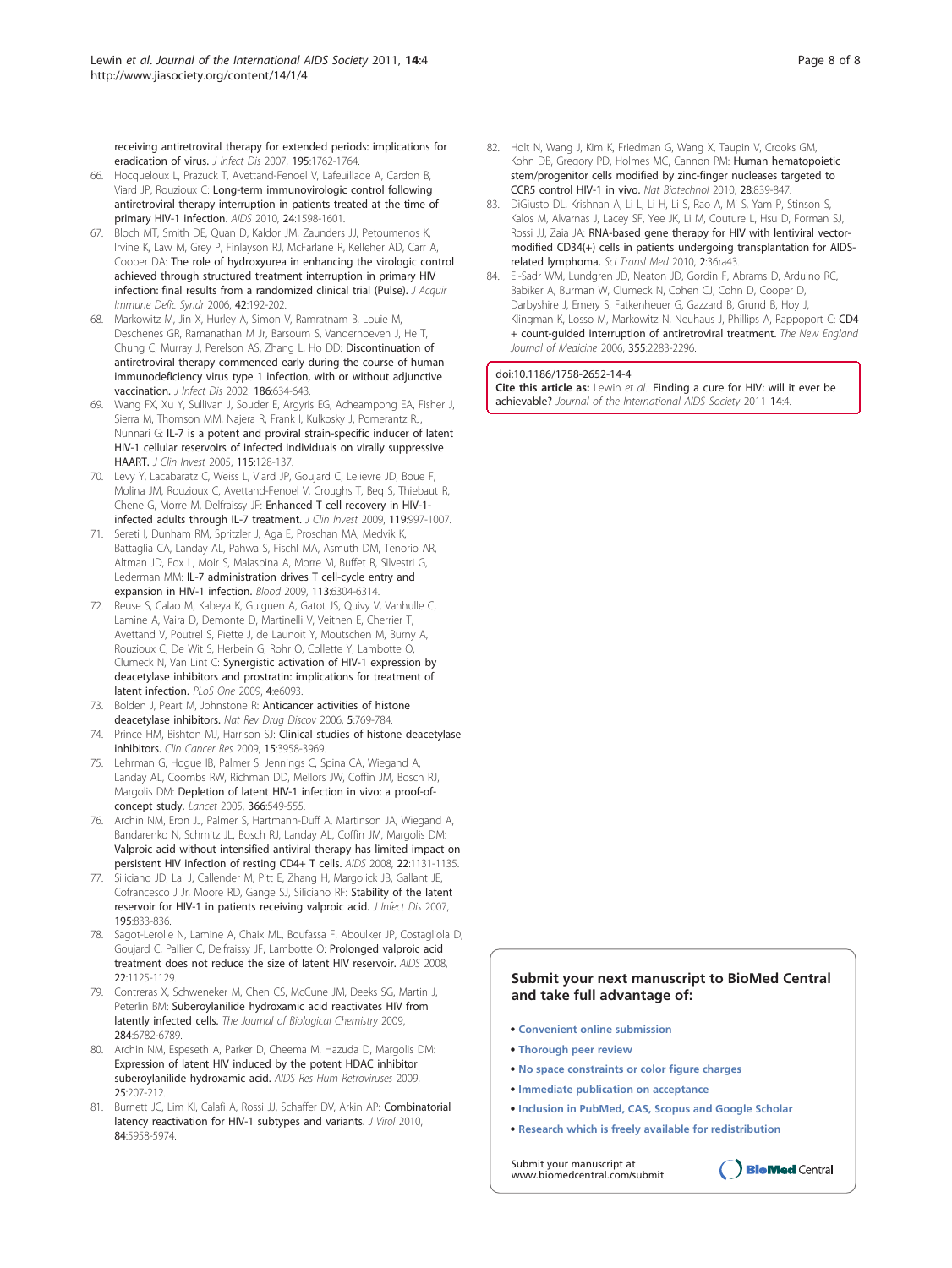receiving antiretroviral therapy for extended periods: implications for eradication of virus. *J Infect Dis* 2007, **195**:1762-1764.

66. Hocqueloux L, Prazuck T, Avettand-Fenoel V, Lafeuillade A, Cardon B, Viard JP, Rouzioux C: **Long-term immunovirologic control following antiretroviral therapy interruption in patients treated at the time of primary HIV-1 infection.** *AIDS* 2010, **24**:1598-1601.
67. Bloch MT, Smith DE, Quan D, Kaldor JM, Zaunders JJ, Petoumenos K, Irvine K, Law M, Grey P, Finlayson RJ, McFarlane R, Kelleher AD, Carr A, Cooper DA: **The role of hydroxyurea in enhancing the virologic control achieved through structured treatment interruption in primary HIV infection: final results from a randomized clinical trial (Pulse).** *J Acquir Immune Defic Syndr* 2006, **42**:192-202.
68. Markowitz M, Jin X, Hurley A, Simon V, Ramratnam B, Louie M, Deschenes GR, Ramanathan M Jr, Barsoum S, Vanderhoeven J, He T, Chung C, Murray J, Perelson AS, Zhang L, Ho DD: **Discontinuation of antiretroviral therapy commenced early during the course of human immunodeficiency virus type 1 infection, with or without adjunctive vaccination.** *J Infect Dis* 2002, **186**:634-643.
69. Wang FX, Xu Y, Sullivan J, Souder E, Argyris EG, Acheampong EA, Fisher J, Sierra M, Thomson MM, Najera R, Frank I, Kulkosky J, Pomerantz RJ, Nunnari G: **IL-7 is a potent and proviral strain-specific inducer of latent HIV-1 cellular reservoirs of infected individuals on virally suppressive HAART.** *J Clin Invest* 2005, **115**:128-137.
70. Levy Y, Lacabaratz C, Weiss L, Viard JP, Goujard C, Lelievre JD, Boue F, Molina JM, Rouzioux C, Avettand-Fenoel V, Croughs T, Beq S, Thiebaut R, Chene G, Morre M, Delfraissy JF: **Enhanced T cell recovery in HIV-1-infected adults through IL-7 treatment.** *J Clin Invest* 2009, **119**:997-1007.
71. Sereti I, Dunham RM, Spritzler J, Aga E, Proschan MA, Medvik K, Battaglia CA, Landay AL, Pahwa S, Fischl MA, Asmuth DM, Tenorio AR, Altman JD, Fox L, Moir S, Malaspina A, Morre M, Buffet R, Silvestri G, Lederman MM: **IL-7 administration drives T cell-cycle entry and expansion in HIV-1 infection.** *Blood* 2009, **113**:6304-6314.
72. Reuse S, Calao M, Kabeya K, Guiguen A, Gatot JS, Quivy V, Vanhulle C, Lamine A, Vaira D, Demonte D, Martinelli V, Veithen E, Cherrier T, Avettand V, Poutrel S, Piette J, de Launoit Y, Moutschen M, Burny A, Rouzioux C, De Wit S, Herbein G, Rohr O, Collette Y, Lambotte O, Clumeck N, Van Lint C: **Synergistic activation of HIV-1 expression by deacetylase inhibitors and prostratin: implications for treatment of latent infection.** *PLoS One* 2009, **4**:e6093.
73. Bolden J, Peart M, Johnstone R: **Anticancer activities of histone deacetylase inhibitors.** *Nat Rev Drug Discov* 2006, **5**:769-784.
74. Prince HM, Bishton MJ, Harrison SJ: **Clinical studies of histone deacetylase inhibitors.** *Clin Cancer Res* 2009, **15**:3958-3969.
75. Lehrman G, Hogue IB, Palmer S, Jennings C, Spina CA, Wiegand A, Landay AL, Coombs RW, Richman DD, Mellors JW, Coffin JM, Bosch RJ, Margolis DM: **Depletion of latent HIV-1 infection in vivo: a proof-of-concept study.** *Lancet* 2005, **366**:549-555.
76. Archin NM, Eron JJ, Palmer S, Hartmann-Duff A, Martinson JA, Wiegand A, Bandarenko N, Schmitz JL, Bosch RJ, Landay AL, Coffin JM, Margolis DM: **Valproic acid without intensified antiviral therapy has limited impact on persistent HIV infection of resting CD4+ T cells.** *AIDS* 2008, **22**:1131-1135.
77. Siliciano JD, Lai J, Callender M, Pitt E, Zhang H, Margolick JB, Gallant JE, Cofrancesco J Jr, Moore RD, Gange SJ, Siliciano RF: **Stability of the latent reservoir for HIV-1 in patients receiving valproic acid.** *J Infect Dis* 2007, **195**:833-836.
78. Sagot-Lerolle N, Lamine A, Chaix ML, Boufassa F, Aboulker JP, Costagliola D, Goujard C, Pallier C, Delfraissy JF, Lambotte O: **Prolonged valproic acid treatment does not reduce the size of latent HIV reservoir.** *AIDS* 2008, **22**:1125-1129.
79. Contreras X, Schweneker M, Chen CS, McCune JM, Deeks SG, Martin J, Peterlin BM: **Suberoylanilide hydroxamic acid reactivates HIV from latently infected cells.** *The Journal of Biological Chemistry* 2009, **284**:6782-6789.
80. Archin NM, Espeseth A, Parker D, Cheema M, Hazuda D, Margolis DM: **Expression of latent HIV induced by the potent HDAC inhibitor suberoylanilide hydroxamic acid.** *AIDS Res Hum Retroviruses* 2009, **25**:207-212.
81. Burnett JC, Lim KI, Calafi A, Rossi JJ, Schaffer DV, Arkin AP: **Combinatorial latency reactivation for HIV-1 subtypes and variants.** *J Virol* 2010, **84**:5958-5974.
82. Holt N, Wang J, Kim K, Friedman G, Wang X, Taupin V, Crooks GM, Kohn DB, Gregory PD, Holmes MC, Cannon PM: **Human hematopoietic stem/progenitor cells modified by zinc-finger nucleases targeted to CCR5 control HIV-1 in vivo.** *Nat Biotechnol* 2010, **28**:839-847.
83. DiGiusto DL, Krishnan A, Li L, Li H, Li S, Rao A, Mi S, Yam P, Stinson S, Kalos M, Alvarnas J, Lacey SF, Yee JK, Li M, Couture L, Hsu D, Forman SJ, Rossi JJ, Zaia JA: **RNA-based gene therapy for HIV with lentiviral vector-modified CD34(+) cells in patients undergoing transplantation for AIDS-related lymphoma.** *Sci Transl Med* 2010, **2**:36ra43.
84. El-Sadr WM, Lundgren JD, Neaton JD, Gordin F, Abrams D, Arduino RC, Babiker A, Burman W, Clumeck N, Cohen CJ, Cohn D, Cooper D, Darbyshire J, Emery S, Fatkenheuer G, Gazzard B, Grund B, Hoy J, Klingman K, Losso M, Markowitz N, Neuhaus J, Phillips A, Rappoport C: **CD4+ count-guided interruption of antiretroviral treatment.** *The New England Journal of Medicine* 2006, **355**:2283-2296.

doi:10.1186/1758-2652-14-4
**Cite this article as:** Lewin *et al.*: Finding a cure for HIV: will it ever be achievable? *Journal of the International AIDS Society* 2011 **14**:4.

**Submit your next manuscript to BioMed Central and take full advantage of:**

- Convenient online submission
- Thorough peer review
- No space constraints or color figure charges
- Immediate publication on acceptance
- Inclusion in PubMed, CAS, Scopus and Google Scholar
- Research which is freely available for redistribution

Submit your manuscript at
www.biomedcentral.com/submit

BioMed Central